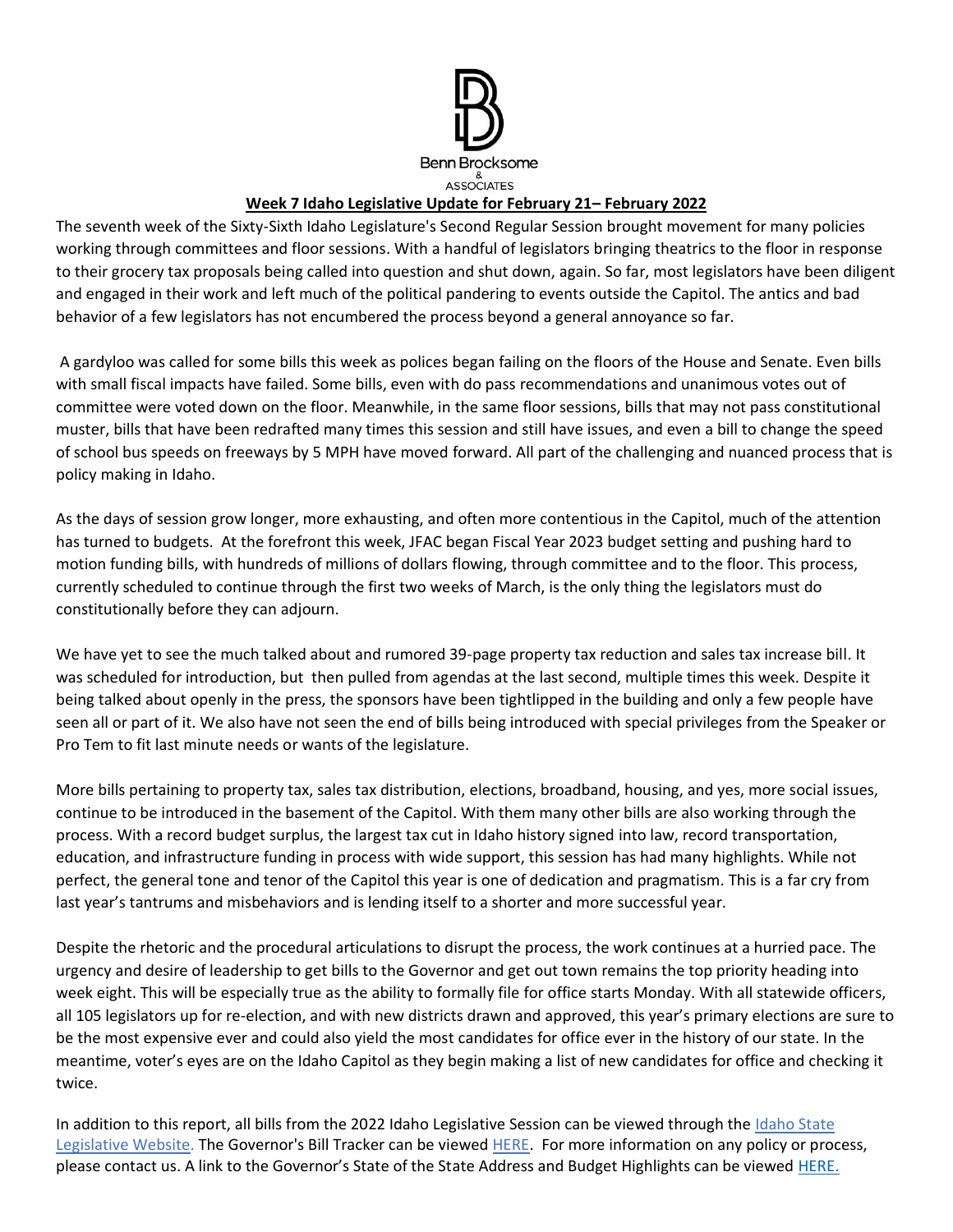Benn Brocksome & ASSOCIATES

**Week 7 Idaho Legislative Update for February 21– February 2022**

The seventh week of the Sixty-Sixth Idaho Legislature's Second Regular Session brought movement for many policies working through committees and floor sessions. With a handful of legislators bringing theatrics to the floor in response to their grocery tax proposals being called into question and shut down, again. So far, most legislators have been diligent and engaged in their work and left much of the political pandering to events outside the Capitol. The antics and bad behavior of a few legislators has not encumbered the process beyond a general annoyance so far.

A gardyloo was called for some bills this week as polices began failing on the floors of the House and Senate. Even bills with small fiscal impacts have failed. Some bills, even with do pass recommendations and unanimous votes out of committee were voted down on the floor. Meanwhile, in the same floor sessions, bills that may not pass constitutional muster, bills that have been redrafted many times this session and still have issues, and even a bill to change the speed of school bus speeds on freeways by 5 MPH have moved forward. All part of the challenging and nuanced process that is policy making in Idaho.

As the days of session grow longer, more exhausting, and often more contentious in the Capitol, much of the attention has turned to budgets. At the forefront this week, JFAC began Fiscal Year 2023 budget setting and pushing hard to motion funding bills, with hundreds of millions of dollars flowing, through committee and to the floor. This process, currently scheduled to continue through the first two weeks of March, is the only thing the legislators must do constitutionally before they can adjourn.

We have yet to see the much talked about and rumored 39-page property tax reduction and sales tax increase bill. It was scheduled for introduction, but then pulled from agendas at the last second, multiple times this week. Despite it being talked about openly in the press, the sponsors have been tightlipped in the building and only a few people have seen all or part of it. We also have not seen the end of bills being introduced with special privileges from the Speaker or Pro Tem to fit last minute needs or wants of the legislature.

More bills pertaining to property tax, sales tax distribution, elections, broadband, housing, and yes, more social issues, continue to be introduced in the basement of the Capitol. With them many other bills are also working through the process. With a record budget surplus, the largest tax cut in Idaho history signed into law, record transportation, education, and infrastructure funding in process with wide support, this session has had many highlights. While not perfect, the general tone and tenor of the Capitol this year is one of dedication and pragmatism. This is a far cry from last year's tantrums and misbehaviors and is lending itself to a shorter and more successful year.

Despite the rhetoric and the procedural articulations to disrupt the process, the work continues at a hurried pace. The urgency and desire of leadership to get bills to the Governor and get out town remains the top priority heading into week eight. This will be especially true as the ability to formally file for office starts Monday. With all statewide officers, all 105 legislators up for re-election, and with new districts drawn and approved, this year's primary elections are sure to be the most expensive ever and could also yield the most candidates for office ever in the history of our state. In the meantime, voter's eyes are on the Idaho Capitol as they begin making a list of new candidates for office and checking it twice.

In addition to this report, all bills from the 2022 Idaho Legislative Session can be viewed through the Idaho State Legislative Website. The Governor's Bill Tracker can be viewed HERE. For more information on any policy or process, please contact us. A link to the Governor's State of the State Address and Budget Highlights can be viewed HERE.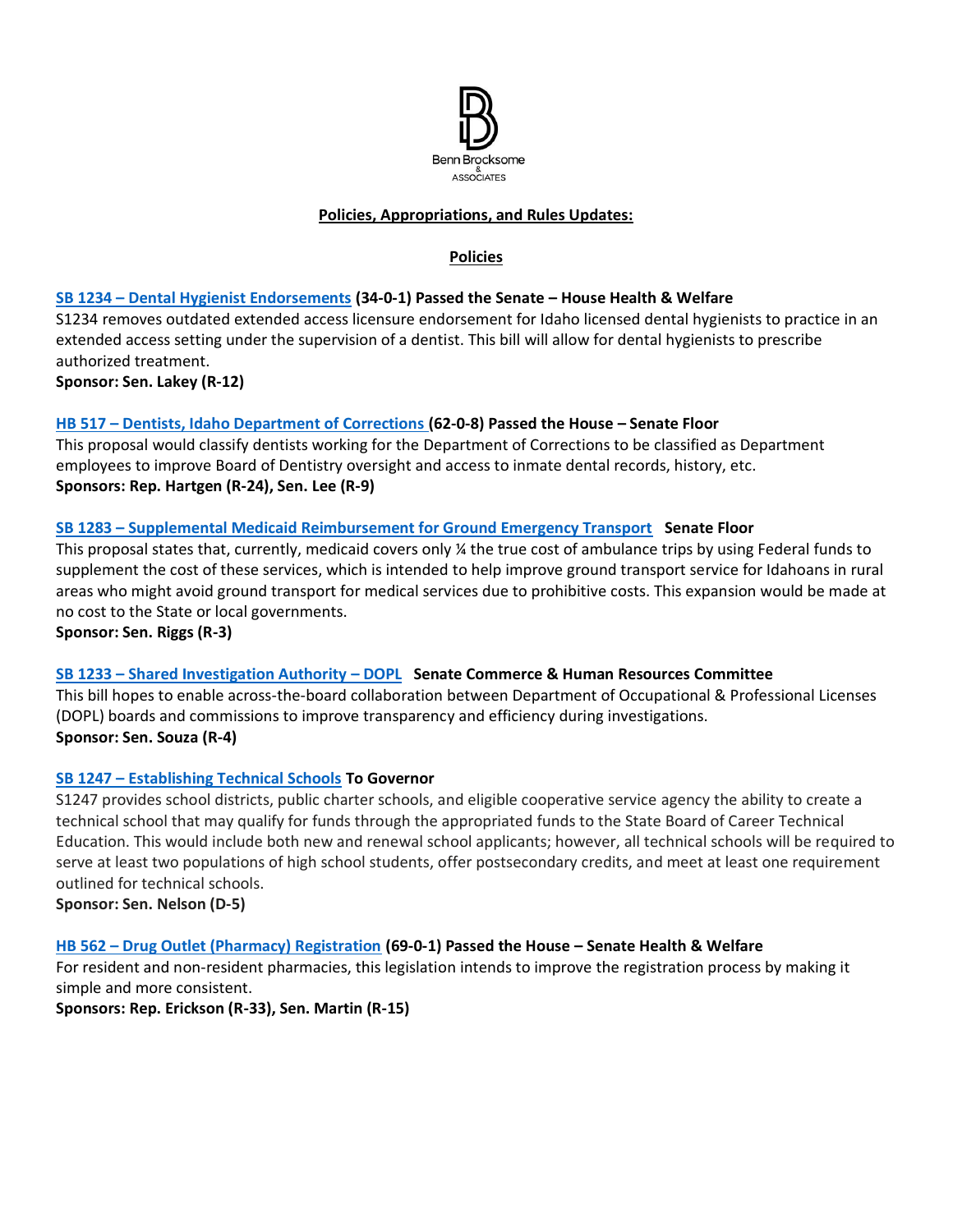Benn Brocksome & ASSOCIATES

## Policies, Appropriations, and Rules Updates:

### Policies

**SB 1234 – Dental Hygienist Endorsements (34-0-1) Passed the Senate – House Health & Welfare**
S1234 removes outdated extended access licensure endorsement for Idaho licensed dental hygienists to practice in an extended access setting under the supervision of a dentist. This bill will allow for dental hygienists to prescribe authorized treatment.
**Sponsor: Sen. Lakey (R-12)**

**HB 517 – Dentists, Idaho Department of Corrections (62-0-8) Passed the House – Senate Floor**
This proposal would classify dentists working for the Department of Corrections to be classified as Department employees to improve Board of Dentistry oversight and access to inmate dental records, history, etc.
**Sponsors: Rep. Hartgen (R-24), Sen. Lee (R-9)**

**SB 1283 – Supplemental Medicaid Reimbursement for Ground Emergency Transport Senate Floor**
This proposal states that, currently, medicaid covers only ¼ the true cost of ambulance trips by using Federal funds to supplement the cost of these services, which is intended to help improve ground transport service for Idahoans in rural areas who might avoid ground transport for medical services due to prohibitive costs. This expansion would be made at no cost to the State or local governments.
**Sponsor: Sen. Riggs (R-3)**

**SB 1233 – Shared Investigation Authority – DOPL Senate Commerce & Human Resources Committee**
This bill hopes to enable across-the-board collaboration between Department of Occupational & Professional Licenses (DOPL) boards and commissions to improve transparency and efficiency during investigations.
**Sponsor: Sen. Souza (R-4)**

**SB 1247 – Establishing Technical Schools To Governor**
S1247 provides school districts, public charter schools, and eligible cooperative service agency the ability to create a technical school that may qualify for funds through the appropriated funds to the State Board of Career Technical Education. This would include both new and renewal school applicants; however, all technical schools will be required to serve at least two populations of high school students, offer postsecondary credits, and meet at least one requirement outlined for technical schools.
**Sponsor: Sen. Nelson (D-5)**

**HB 562 – Drug Outlet (Pharmacy) Registration (69-0-1) Passed the House – Senate Health & Welfare**
For resident and non-resident pharmacies, this legislation intends to improve the registration process by making it simple and more consistent.
**Sponsors: Rep. Erickson (R-33), Sen. Martin (R-15)**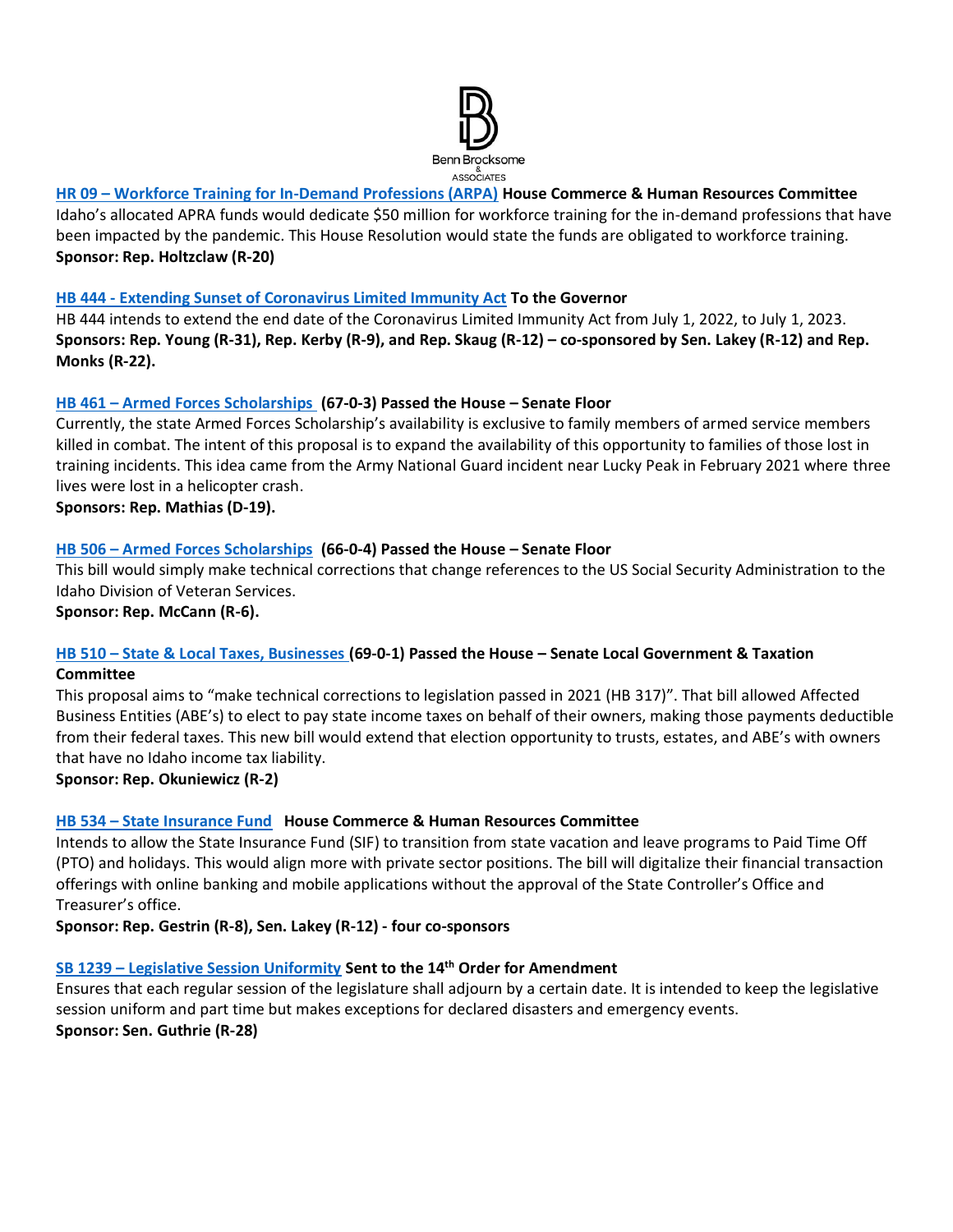**HR 09 – Workforce Training for In-Demand Professions (ARPA) House Commerce & Human Resources Committee**
Idaho's allocated APRA funds would dedicate $50 million for workforce training for the in-demand professions that have been impacted by the pandemic. This House Resolution would state the funds are obligated to workforce training.
**Sponsor: Rep. Holtzclaw (R-20)**

**HB 444 - Extending Sunset of Coronavirus Limited Immunity Act To the Governor**
HB 444 intends to extend the end date of the Coronavirus Limited Immunity Act from July 1, 2022, to July 1, 2023.
**Sponsors: Rep. Young (R-31), Rep. Kerby (R-9), and Rep. Skaug (R-12) – co-sponsored by Sen. Lakey (R-12) and Rep. Monks (R-22).**

**HB 461 – Armed Forces Scholarships (67-0-3) Passed the House – Senate Floor**
Currently, the state Armed Forces Scholarship's availability is exclusive to family members of armed service members killed in combat. The intent of this proposal is to expand the availability of this opportunity to families of those lost in training incidents. This idea came from the Army National Guard incident near Lucky Peak in February 2021 where three lives were lost in a helicopter crash.
**Sponsors: Rep. Mathias (D-19).**

**HB 506 – Armed Forces Scholarships (66-0-4) Passed the House – Senate Floor**
This bill would simply make technical corrections that change references to the US Social Security Administration to the Idaho Division of Veteran Services.
**Sponsor: Rep. McCann (R-6).**

**HB 510 – State & Local Taxes, Businesses (69-0-1) Passed the House – Senate Local Government & Taxation Committee**
This proposal aims to "make technical corrections to legislation passed in 2021 (HB 317)". That bill allowed Affected Business Entities (ABE's) to elect to pay state income taxes on behalf of their owners, making those payments deductible from their federal taxes. This new bill would extend that election opportunity to trusts, estates, and ABE's with owners that have no Idaho income tax liability.
**Sponsor: Rep. Okuniewicz (R-2)**

**HB 534 – State Insurance Fund House Commerce & Human Resources Committee**
Intends to allow the State Insurance Fund (SIF) to transition from state vacation and leave programs to Paid Time Off (PTO) and holidays. This would align more with private sector positions. The bill will digitalize their financial transaction offerings with online banking and mobile applications without the approval of the State Controller's Office and Treasurer's office.
**Sponsor: Rep. Gestrin (R-8), Sen. Lakey (R-12) - four co-sponsors**

**SB 1239 – Legislative Session Uniformity Sent to the 14th Order for Amendment**
Ensures that each regular session of the legislature shall adjourn by a certain date. It is intended to keep the legislative session uniform and part time but makes exceptions for declared disasters and emergency events.
**Sponsor: Sen. Guthrie (R-28)**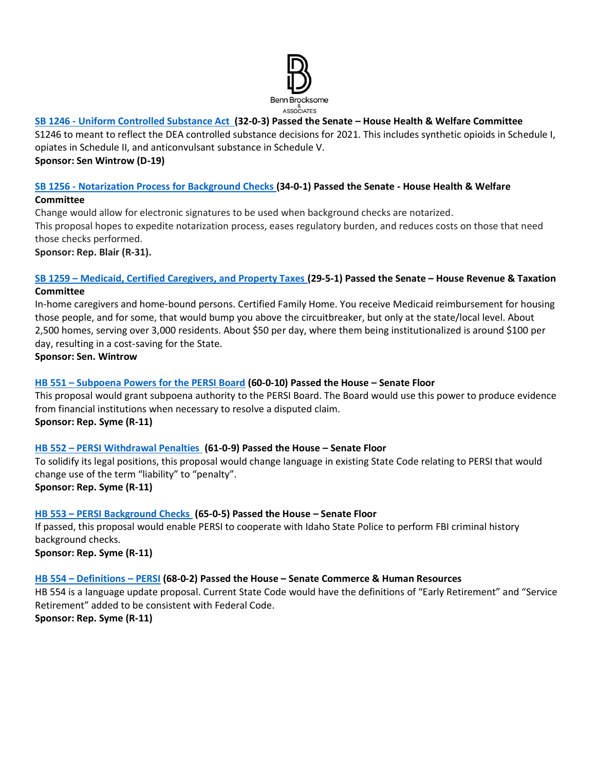**SB 1246 - Uniform Controlled Substance Act (32-0-3) Passed the Senate – House Health & Welfare Committee**

S1246 to meant to reflect the DEA controlled substance decisions for 2021. This includes synthetic opioids in Schedule I, opiates in Schedule II, and anticonvulsant substance in Schedule V.

**Sponsor: Sen Wintrow (D-19)**

**SB 1256 - Notarization Process for Background Checks (34-0-1) Passed the Senate - House Health & Welfare Committee**

Change would allow for electronic signatures to be used when background checks are notarized.

This proposal hopes to expedite notarization process, eases regulatory burden, and reduces costs on those that need those checks performed.

**Sponsor: Rep. Blair (R-31).**

**SB 1259 – Medicaid, Certified Caregivers, and Property Taxes (29-5-1) Passed the Senate – House Revenue & Taxation Committee**

In-home caregivers and home-bound persons. Certified Family Home. You receive Medicaid reimbursement for housing those people, and for some, that would bump you above the circuitbreaker, but only at the state/local level. About 2,500 homes, serving over 3,000 residents. About $50 per day, where them being institutionalized is around $100 per day, resulting in a cost-saving for the State.

**Sponsor: Sen. Wintrow**

**HB 551 – Subpoena Powers for the PERSI Board (60-0-10) Passed the House – Senate Floor**

This proposal would grant subpoena authority to the PERSI Board. The Board would use this power to produce evidence from financial institutions when necessary to resolve a disputed claim.

**Sponsor: Rep. Syme (R-11)**

**HB 552 – PERSI Withdrawal Penalties (61-0-9) Passed the House – Senate Floor**

To solidify its legal positions, this proposal would change language in existing State Code relating to PERSI that would change use of the term "liability" to "penalty".

**Sponsor: Rep. Syme (R-11)**

**HB 553 – PERSI Background Checks (65-0-5) Passed the House – Senate Floor**

If passed, this proposal would enable PERSI to cooperate with Idaho State Police to perform FBI criminal history background checks.

**Sponsor: Rep. Syme (R-11)**

**HB 554 – Definitions – PERSI (68-0-2) Passed the House – Senate Commerce & Human Resources**

HB 554 is a language update proposal. Current State Code would have the definitions of "Early Retirement" and "Service Retirement" added to be consistent with Federal Code.

**Sponsor: Rep. Syme (R-11)**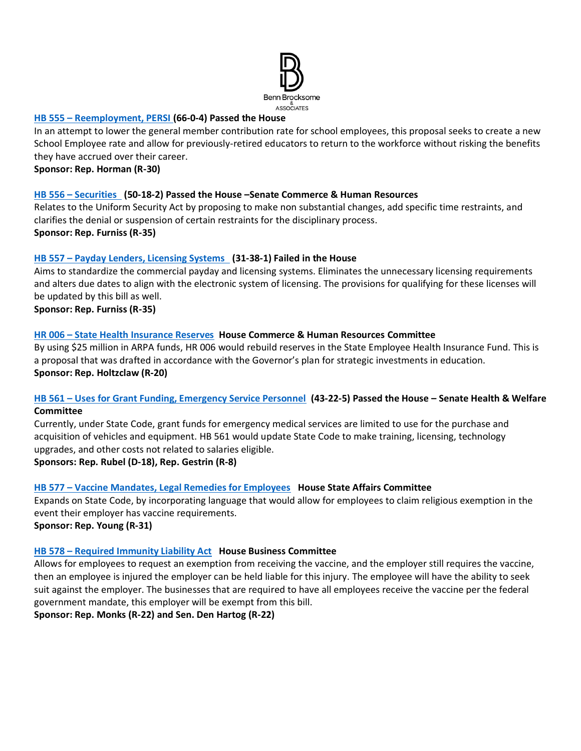**[HB 555 – Reemployment, PERSI](#) (66-0-4) Passed the House**

In an attempt to lower the general member contribution rate for school employees, this proposal seeks to create a new School Employee rate and allow for previously-retired educators to return to the workforce without risking the benefits they have accrued over their career.

**Sponsor: Rep. Horman (R-30)**

**[HB 556 – Securities](#) (50-18-2) Passed the House –Senate Commerce & Human Resources**

Relates to the Uniform Security Act by proposing to make non substantial changes, add specific time restraints, and clarifies the denial or suspension of certain restraints for the disciplinary process.

**Sponsor: Rep. Furniss (R-35)**

**[HB 557 – Payday Lenders, Licensing Systems](#) (31-38-1) Failed in the House**

Aims to standardize the commercial payday and licensing systems. Eliminates the unnecessary licensing requirements and alters due dates to align with the electronic system of licensing. The provisions for qualifying for these licenses will be updated by this bill as well.

**Sponsor: Rep. Furniss (R-35)**

**[HR 006 – State Health Insurance Reserves](#) House Commerce & Human Resources Committee**

By using $25 million in ARPA funds, HR 006 would rebuild reserves in the State Employee Health Insurance Fund. This is a proposal that was drafted in accordance with the Governor's plan for strategic investments in education.

**Sponsor: Rep. Holtzclaw (R-20)**

**[HB 561 – Uses for Grant Funding, Emergency Service Personnel](#) (43-22-5) Passed the House – Senate Health & Welfare Committee**

Currently, under State Code, grant funds for emergency medical services are limited to use for the purchase and acquisition of vehicles and equipment. HB 561 would update State Code to make training, licensing, technology upgrades, and other costs not related to salaries eligible.

**Sponsors: Rep. Rubel (D-18), Rep. Gestrin (R-8)**

**[HB 577 – Vaccine Mandates, Legal Remedies for Employees](#) House State Affairs Committee**

Expands on State Code, by incorporating language that would allow for employees to claim religious exemption in the event their employer has vaccine requirements.

**Sponsor: Rep. Young (R-31)**

**[HB 578 – Required Immunity Liability Act](#) House Business Committee**

Allows for employees to request an exemption from receiving the vaccine, and the employer still requires the vaccine, then an employee is injured the employer can be held liable for this injury. The employee will have the ability to seek suit against the employer. The businesses that are required to have all employees receive the vaccine per the federal government mandate, this employer will be exempt from this bill.

**Sponsor: Rep. Monks (R-22) and Sen. Den Hartog (R-22)**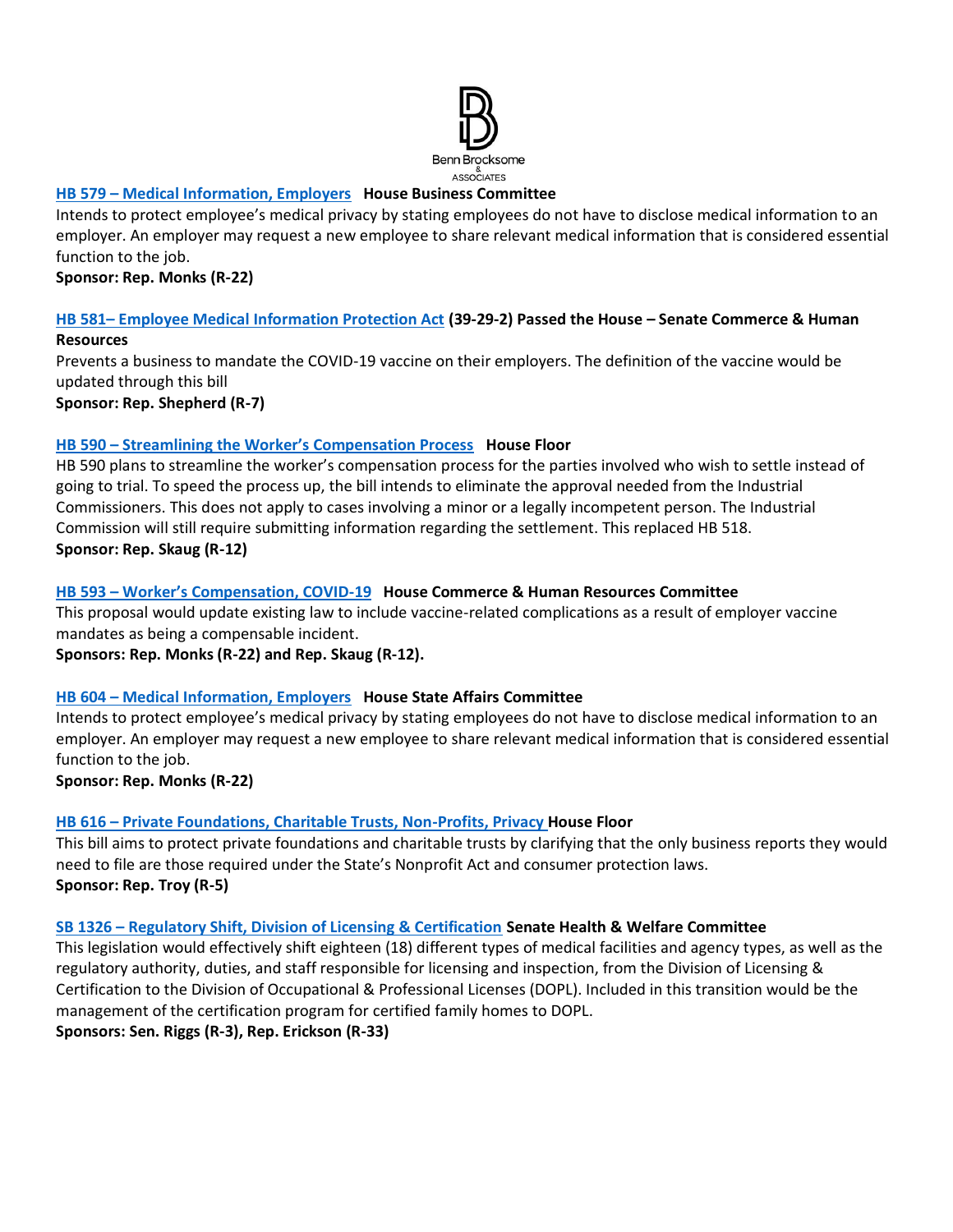**HB 579 – Medical Information, Employers** **House Business Committee**
Intends to protect employee's medical privacy by stating employees do not have to disclose medical information to an employer. An employer may request a new employee to share relevant medical information that is considered essential function to the job.
**Sponsor: Rep. Monks (R-22)**

**HB 581– Employee Medical Information Protection Act** **(39-29-2) Passed the House – Senate Commerce & Human Resources**
Prevents a business to mandate the COVID-19 vaccine on their employers. The definition of the vaccine would be updated through this bill
**Sponsor: Rep. Shepherd (R-7)**

**HB 590 – Streamlining the Worker's Compensation Process** **House Floor**
HB 590 plans to streamline the worker's compensation process for the parties involved who wish to settle instead of going to trial. To speed the process up, the bill intends to eliminate the approval needed from the Industrial Commissioners. This does not apply to cases involving a minor or a legally incompetent person. The Industrial Commission will still require submitting information regarding the settlement. This replaced HB 518.
**Sponsor: Rep. Skaug (R-12)**

**HB 593 – Worker's Compensation, COVID-19** **House Commerce & Human Resources Committee**
This proposal would update existing law to include vaccine-related complications as a result of employer vaccine mandates as being a compensable incident.
**Sponsors: Rep. Monks (R-22) and Rep. Skaug (R-12).**

**HB 604 – Medical Information, Employers** **House State Affairs Committee**
Intends to protect employee's medical privacy by stating employees do not have to disclose medical information to an employer. An employer may request a new employee to share relevant medical information that is considered essential function to the job.
**Sponsor: Rep. Monks (R-22)**

**HB 616 – Private Foundations, Charitable Trusts, Non-Profits, Privacy** **House Floor**
This bill aims to protect private foundations and charitable trusts by clarifying that the only business reports they would need to file are those required under the State's Nonprofit Act and consumer protection laws.
**Sponsor: Rep. Troy (R-5)**

**SB 1326 – Regulatory Shift, Division of Licensing & Certification** **Senate Health & Welfare Committee**
This legislation would effectively shift eighteen (18) different types of medical facilities and agency types, as well as the regulatory authority, duties, and staff responsible for licensing and inspection, from the Division of Licensing & Certification to the Division of Occupational & Professional Licenses (DOPL). Included in this transition would be the management of the certification program for certified family homes to DOPL.
**Sponsors: Sen. Riggs (R-3), Rep. Erickson (R-33)**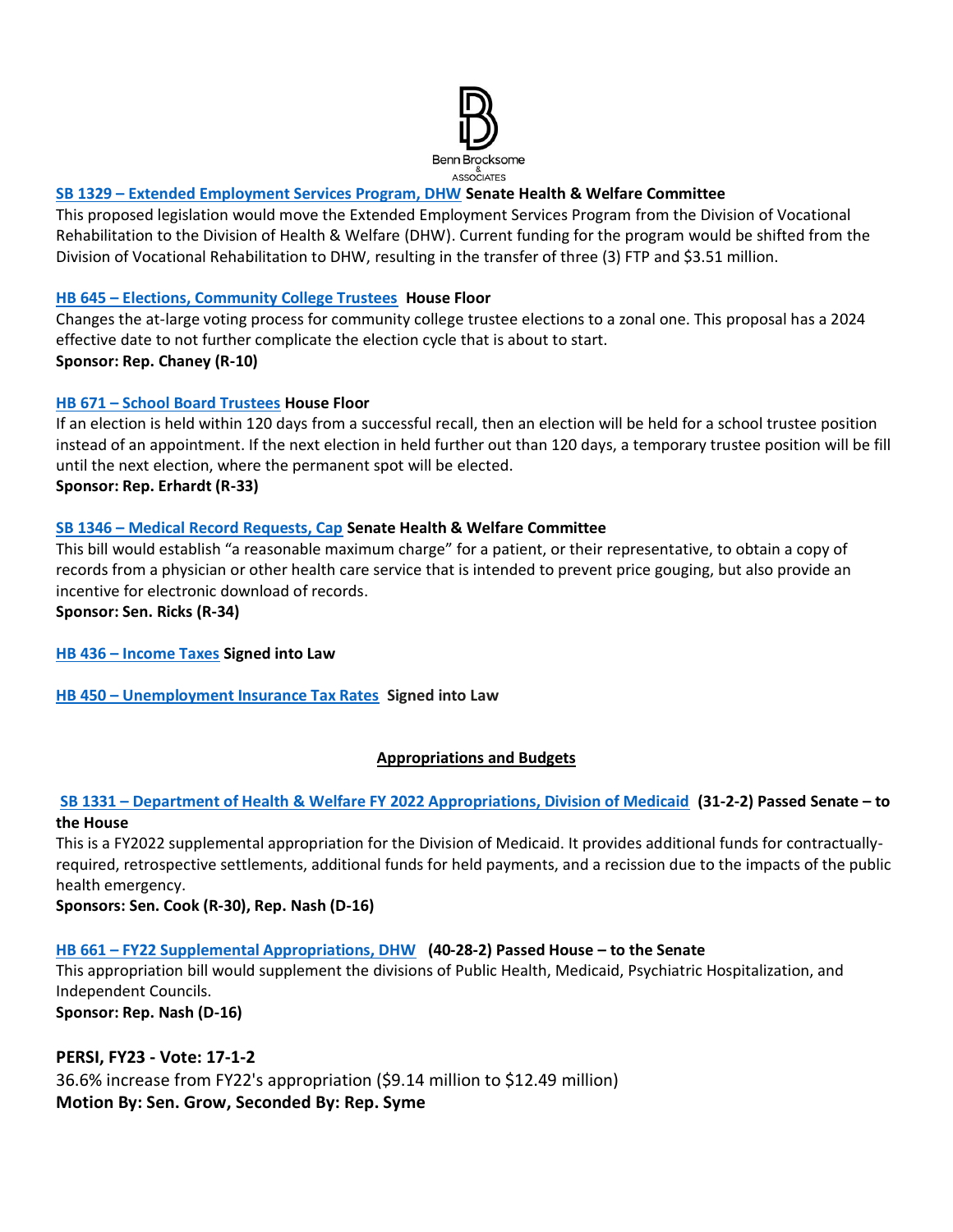**SB 1329 – Extended Employment Services Program, DHW** **Senate Health & Welfare Committee**

This proposed legislation would move the Extended Employment Services Program from the Division of Vocational Rehabilitation to the Division of Health & Welfare (DHW). Current funding for the program would be shifted from the Division of Vocational Rehabilitation to DHW, resulting in the transfer of three (3) FTP and $3.51 million.

**HB 645 – Elections, Community College Trustees** **House Floor**

Changes the at-large voting process for community college trustee elections to a zonal one. This proposal has a 2024 effective date to not further complicate the election cycle that is about to start.

**Sponsor: Rep. Chaney (R-10)**

**HB 671 – School Board Trustees** **House Floor**

If an election is held within 120 days from a successful recall, then an election will be held for a school trustee position instead of an appointment. If the next election in held further out than 120 days, a temporary trustee position will be fill until the next election, where the permanent spot will be elected.

**Sponsor: Rep. Erhardt (R-33)**

**SB 1346 – Medical Record Requests, Cap** **Senate Health & Welfare Committee**

This bill would establish "a reasonable maximum charge" for a patient, or their representative, to obtain a copy of records from a physician or other health care service that is intended to prevent price gouging, but also provide an incentive for electronic download of records.

**Sponsor: Sen. Ricks (R-34)**

**HB 436 – Income Taxes** **Signed into Law**

**HB 450 – Unemployment Insurance Tax Rates** **Signed into Law**

## Appropriations and Budgets

**SB 1331 – Department of Health & Welfare FY 2022 Appropriations, Division of Medicaid** **(31-2-2) Passed Senate – to the House**

This is a FY2022 supplemental appropriation for the Division of Medicaid. It provides additional funds for contractually-required, retrospective settlements, additional funds for held payments, and a recission due to the impacts of the public health emergency.

**Sponsors: Sen. Cook (R-30), Rep. Nash (D-16)**

**HB 661 – FY22 Supplemental Appropriations, DHW** **(40-28-2) Passed House – to the Senate**

This appropriation bill would supplement the divisions of Public Health, Medicaid, Psychiatric Hospitalization, and Independent Councils.

**Sponsor: Rep. Nash (D-16)**

**PERSI, FY23 - Vote: 17-1-2**

36.6% increase from FY22's appropriation ($9.14 million to $12.49 million)

**Motion By: Sen. Grow, Seconded By: Rep. Syme**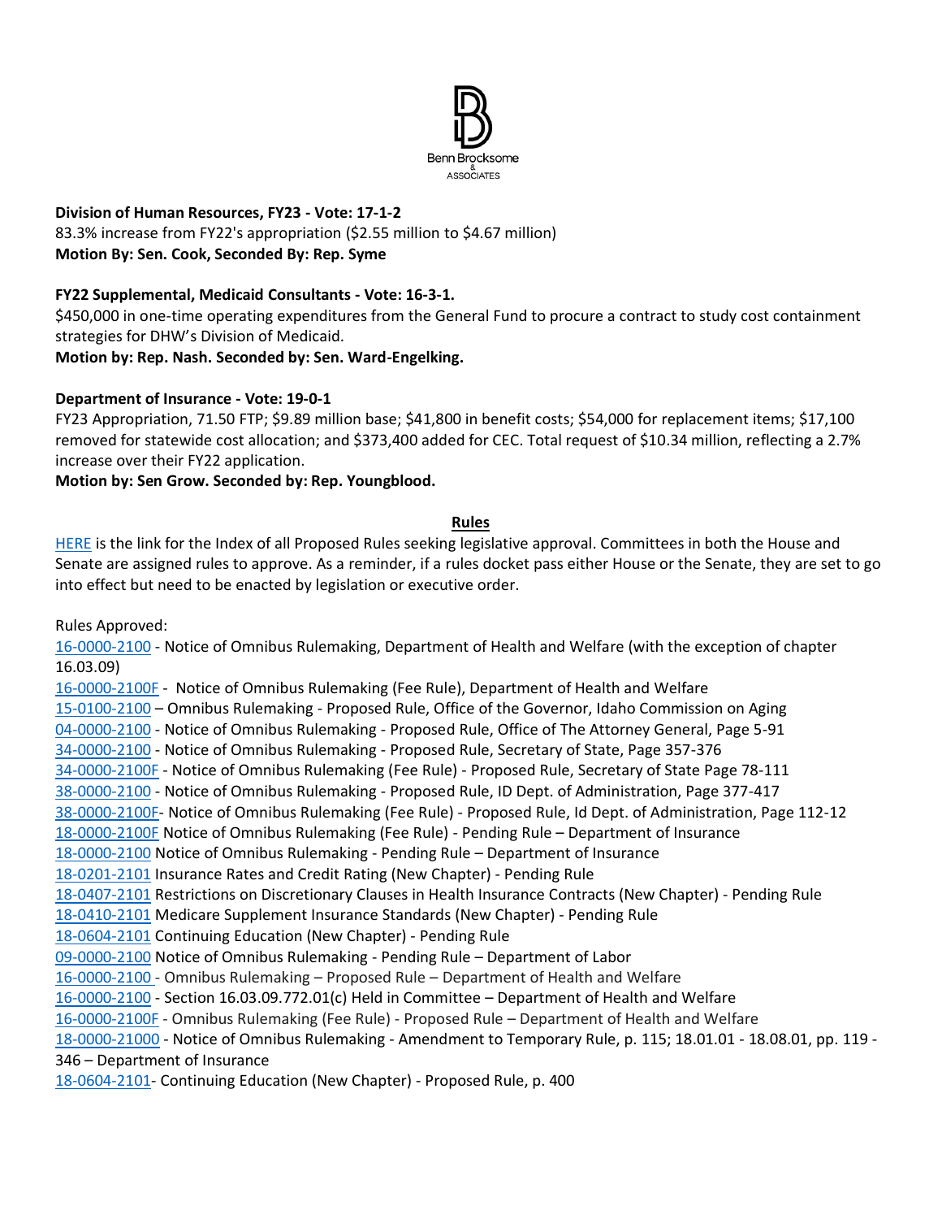**Division of Human Resources, FY23 - Vote: 17-1-2**
83.3% increase from FY22's appropriation ($2.55 million to $4.67 million)
**Motion By: Sen. Cook, Seconded By: Rep. Syme**

**FY22 Supplemental, Medicaid Consultants - Vote: 16-3-1.**
$450,000 in one-time operating expenditures from the General Fund to procure a contract to study cost containment strategies for DHW's Division of Medicaid.
**Motion by: Rep. Nash. Seconded by: Sen. Ward-Engelking.**

**Department of Insurance - Vote: 19-0-1**
FY23 Appropriation, 71.50 FTP; $9.89 million base; $41,800 in benefit costs; $54,000 for replacement items; $17,100 removed for statewide cost allocation; and $373,400 added for CEC. Total request of $10.34 million, reflecting a 2.7% increase over their FY22 application.
**Motion by: Sen Grow. Seconded by: Rep. Youngblood.**

## Rules

HERE is the link for the Index of all Proposed Rules seeking legislative approval. Committees in both the House and Senate are assigned rules to approve. As a reminder, if a rules docket pass either House or the Senate, they are set to go into effect but need to be enacted by legislation or executive order.

Rules Approved:

16-0000-2100 - Notice of Omnibus Rulemaking, Department of Health and Welfare (with the exception of chapter 16.03.09)
16-0000-2100F - Notice of Omnibus Rulemaking (Fee Rule), Department of Health and Welfare
15-0100-2100 – Omnibus Rulemaking - Proposed Rule, Office of the Governor, Idaho Commission on Aging
04-0000-2100 - Notice of Omnibus Rulemaking - Proposed Rule, Office of The Attorney General, Page 5-91
34-0000-2100 - Notice of Omnibus Rulemaking - Proposed Rule, Secretary of State, Page 357-376
34-0000-2100F - Notice of Omnibus Rulemaking (Fee Rule) - Proposed Rule, Secretary of State Page 78-111
38-0000-2100 - Notice of Omnibus Rulemaking - Proposed Rule, ID Dept. of Administration, Page 377-417
38-0000-2100F- Notice of Omnibus Rulemaking (Fee Rule) - Proposed Rule, Id Dept. of Administration, Page 112-12
18-0000-2100F Notice of Omnibus Rulemaking (Fee Rule) - Pending Rule – Department of Insurance
18-0000-2100 Notice of Omnibus Rulemaking - Pending Rule – Department of Insurance
18-0201-2101 Insurance Rates and Credit Rating (New Chapter) - Pending Rule
18-0407-2101 Restrictions on Discretionary Clauses in Health Insurance Contracts (New Chapter) - Pending Rule
18-0410-2101 Medicare Supplement Insurance Standards (New Chapter) - Pending Rule
18-0604-2101 Continuing Education (New Chapter) - Pending Rule
09-0000-2100 Notice of Omnibus Rulemaking - Pending Rule – Department of Labor
16-0000-2100 - Omnibus Rulemaking – Proposed Rule – Department of Health and Welfare
16-0000-2100 - Section 16.03.09.772.01(c) Held in Committee – Department of Health and Welfare
16-0000-2100F - Omnibus Rulemaking (Fee Rule) - Proposed Rule – Department of Health and Welfare
18-0000-21000 - Notice of Omnibus Rulemaking - Amendment to Temporary Rule, p. 115; 18.01.01 - 18.08.01, pp. 119 - 346 – Department of Insurance
18-0604-2101- Continuing Education (New Chapter) - Proposed Rule, p. 400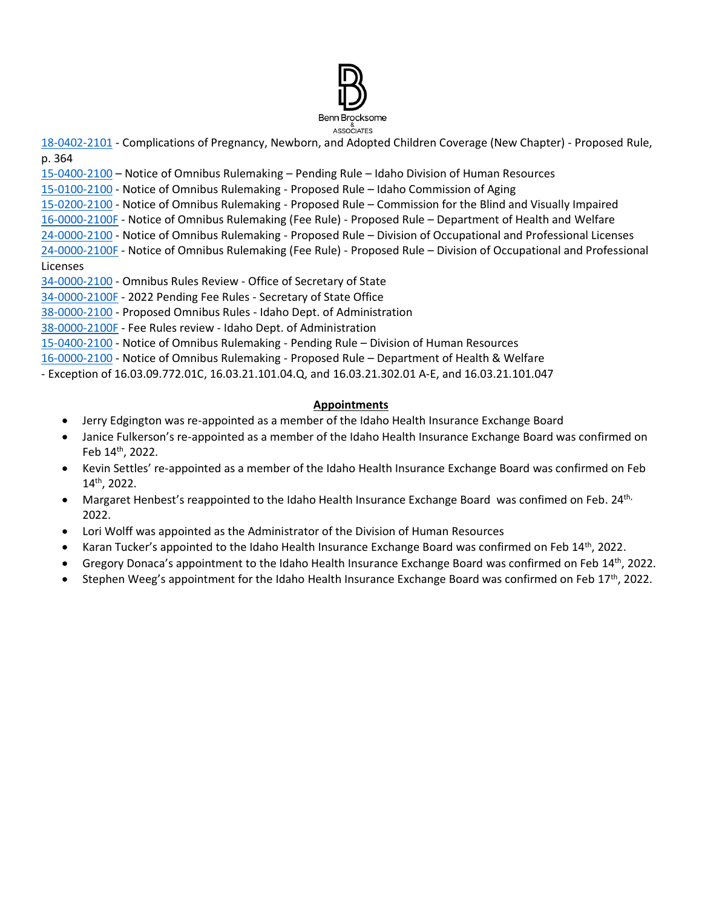18-0402-2101 - Complications of Pregnancy, Newborn, and Adopted Children Coverage (New Chapter) - Proposed Rule, p. 364
15-0400-2100 – Notice of Omnibus Rulemaking – Pending Rule – Idaho Division of Human Resources
15-0100-2100 - Notice of Omnibus Rulemaking - Proposed Rule – Idaho Commission of Aging
15-0200-2100 - Notice of Omnibus Rulemaking - Proposed Rule – Commission for the Blind and Visually Impaired
16-0000-2100F - Notice of Omnibus Rulemaking (Fee Rule) - Proposed Rule – Department of Health and Welfare
24-0000-2100 - Notice of Omnibus Rulemaking - Proposed Rule – Division of Occupational and Professional Licenses
24-0000-2100F - Notice of Omnibus Rulemaking (Fee Rule) - Proposed Rule – Division of Occupational and Professional Licenses
34-0000-2100 - Omnibus Rules Review - Office of Secretary of State
34-0000-2100F - 2022 Pending Fee Rules - Secretary of State Office
38-0000-2100 - Proposed Omnibus Rules - Idaho Dept. of Administration
38-0000-2100F - Fee Rules review - Idaho Dept. of Administration
15-0400-2100 - Notice of Omnibus Rulemaking - Pending Rule – Division of Human Resources
16-0000-2100 - Notice of Omnibus Rulemaking - Proposed Rule – Department of Health & Welfare
- Exception of 16.03.09.772.01C, 16.03.21.101.04.Q, and 16.03.21.302.01 A-E, and 16.03.21.101.047

## Appointments

- Jerry Edgington was re-appointed as a member of the Idaho Health Insurance Exchange Board
- Janice Fulkerson's re-appointed as a member of the Idaho Health Insurance Exchange Board was confirmed on Feb 14th, 2022.
- Kevin Settles' re-appointed as a member of the Idaho Health Insurance Exchange Board was confirmed on Feb 14th, 2022.
- Margaret Henbest's reappointed to the Idaho Health Insurance Exchange Board was confimed on Feb. 24th, 2022.
- Lori Wolff was appointed as the Administrator of the Division of Human Resources
- Karan Tucker's appointed to the Idaho Health Insurance Exchange Board was confirmed on Feb 14th, 2022.
- Gregory Donaca's appointment to the Idaho Health Insurance Exchange Board was confirmed on Feb 14th, 2022.
- Stephen Weeg's appointment for the Idaho Health Insurance Exchange Board was confirmed on Feb 17th, 2022.